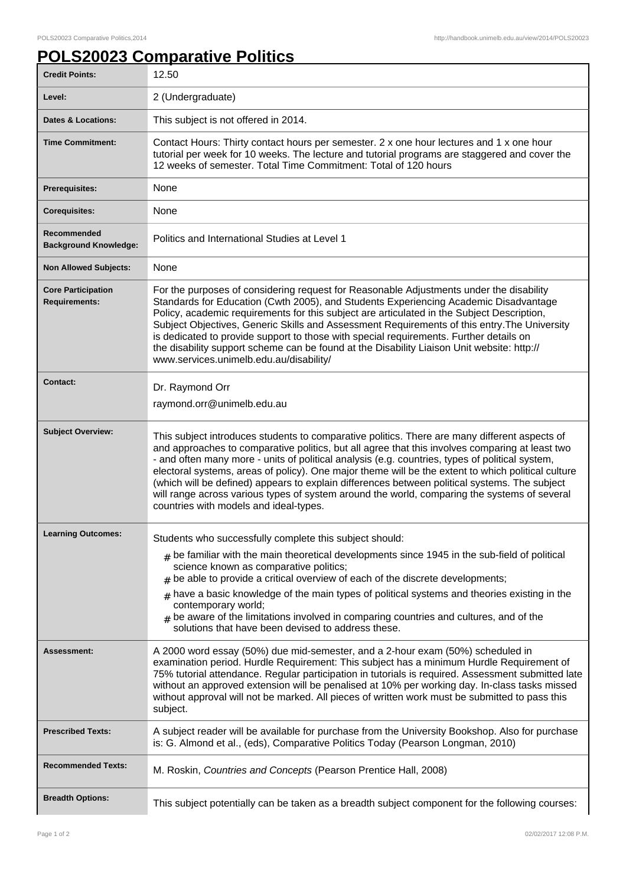# POLS20023 Comparative Politics

| | |
|---|---|
| **Credit Points:** | 12.50 |
| **Level:** | 2 (Undergraduate) |
| **Dates & Locations:** | This subject is not offered in 2014. |
| **Time Commitment:** | Contact Hours: Thirty contact hours per semester. 2 x one hour lectures and 1 x one hour tutorial per week for 10 weeks. The lecture and tutorial programs are staggered and cover the 12 weeks of semester. Total Time Commitment: Total of 120 hours |
| **Prerequisites:** | None |
| **Corequisites:** | None |
| **Recommended Background Knowledge:** | Politics and International Studies at Level 1 |
| **Non Allowed Subjects:** | None |
| **Core Participation Requirements:** | For the purposes of considering request for Reasonable Adjustments under the disability Standards for Education (Cwth 2005), and Students Experiencing Academic Disadvantage Policy, academic requirements for this subject are articulated in the Subject Description, Subject Objectives, Generic Skills and Assessment Requirements of this entry.The University is dedicated to provide support to those with special requirements. Further details on the disability support scheme can be found at the Disability Liaison Unit website: http://www.services.unimelb.edu.au/disability/ |
| **Contact:** | Dr. Raymond Orr<br>raymond.orr@unimelb.edu.au |
| **Subject Overview:** | This subject introduces students to comparative politics. There are many different aspects of and approaches to comparative politics, but all agree that this involves comparing at least two - and often many more - units of political analysis (e.g. countries, types of political system, electoral systems, areas of policy). One major theme will be the extent to which political culture (which will be defined) appears to explain differences between political systems. The subject will range across various types of system around the world, comparing the systems of several countries with models and ideal-types. |
| **Learning Outcomes:** | Students who successfully complete this subject should:<br># be familiar with the main theoretical developments since 1945 in the sub-field of political science known as comparative politics;<br># be able to provide a critical overview of each of the discrete developments;<br># have a basic knowledge of the main types of political systems and theories existing in the contemporary world;<br># be aware of the limitations involved in comparing countries and cultures, and of the solutions that have been devised to address these. |
| **Assessment:** | A 2000 word essay (50%) due mid-semester, and a 2-hour exam (50%) scheduled in examination period. Hurdle Requirement: This subject has a minimum Hurdle Requirement of 75% tutorial attendance. Regular participation in tutorials is required. Assessment submitted late without an approved extension will be penalised at 10% per working day. In-class tasks missed without approval will not be marked. All pieces of written work must be submitted to pass this subject. |
| **Prescribed Texts:** | A subject reader will be available for purchase from the University Bookshop. Also for purchase is: G. Almond et al., (eds), Comparative Politics Today (Pearson Longman, 2010) |
| **Recommended Texts:** | M. Roskin, *Countries and Concepts* (Pearson Prentice Hall, 2008) |
| **Breadth Options:** | This subject potentially can be taken as a breadth subject component for the following courses: |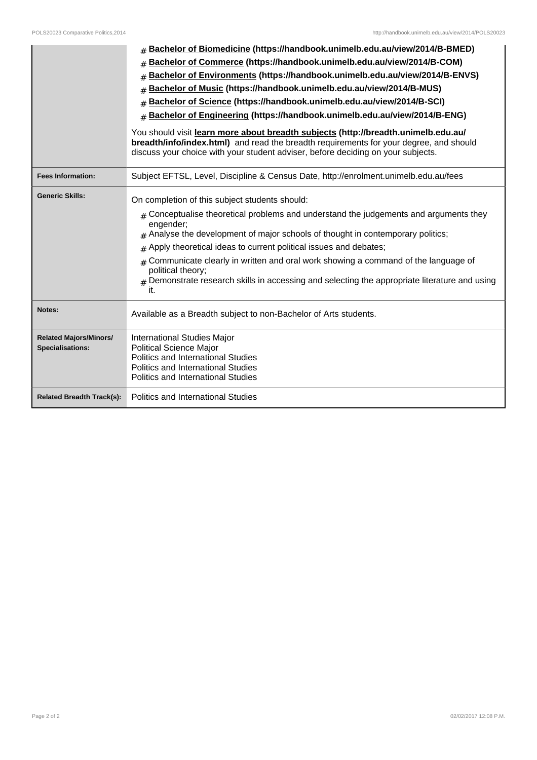| | |
|---|---|
| | # **Bachelor of Biomedicine (https://handbook.unimelb.edu.au/view/2014/B-BMED)**<br># **Bachelor of Commerce (https://handbook.unimelb.edu.au/view/2014/B-COM)**<br># **Bachelor of Environments (https://handbook.unimelb.edu.au/view/2014/B-ENVS)**<br># **Bachelor of Music (https://handbook.unimelb.edu.au/view/2014/B-MUS)**<br># **Bachelor of Science (https://handbook.unimelb.edu.au/view/2014/B-SCI)**<br># **Bachelor of Engineering (https://handbook.unimelb.edu.au/view/2014/B-ENG)**<br><br>You should visit **learn more about breadth subjects (http://breadth.unimelb.edu.au/breadth/info/index.html)** and read the breadth requirements for your degree, and should discuss your choice with your student adviser, before deciding on your subjects. |
| **Fees Information:** | Subject EFTSL, Level, Discipline & Census Date, http://enrolment.unimelb.edu.au/fees |
| **Generic Skills:** | On completion of this subject students should:<br># Conceptualise theoretical problems and understand the judgements and arguments they engender;<br># Analyse the development of major schools of thought in contemporary politics;<br># Apply theoretical ideas to current political issues and debates;<br># Communicate clearly in written and oral work showing a command of the language of political theory;<br># Demonstrate research skills in accessing and selecting the appropriate literature and using it. |
| **Notes:** | Available as a Breadth subject to non-Bachelor of Arts students. |
| **Related Majors/Minors/ Specialisations:** | International Studies Major<br>Political Science Major<br>Politics and International Studies<br>Politics and International Studies<br>Politics and International Studies |
| **Related Breadth Track(s):** | Politics and International Studies |